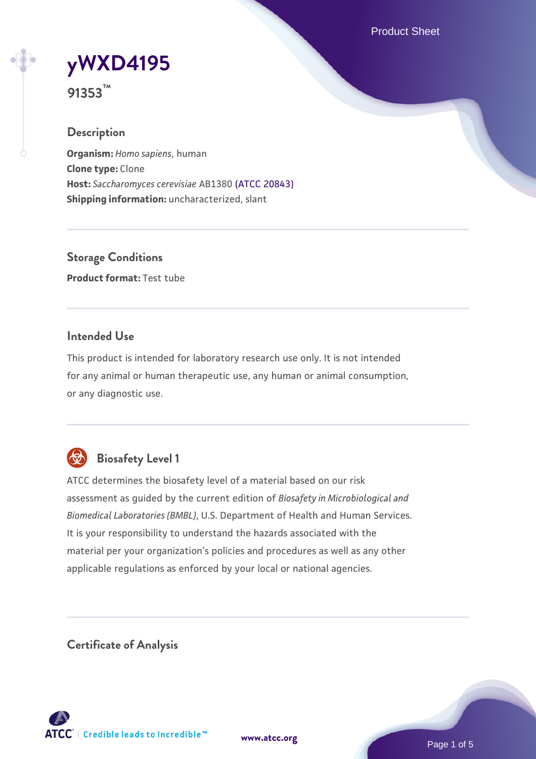# yWXD4195

**91353™**

## Description

**Organism:** *Homo sapiens*, human
**Clone type:** Clone
**Host:** *Saccharomyces cerevisiae* AB1380 (ATCC 20843)
**Shipping information:** uncharacterized, slant

## Storage Conditions

**Product format:** Test tube

## Intended Use

This product is intended for laboratory research use only. It is not intended for any animal or human therapeutic use, any human or animal consumption, or any diagnostic use.

## Biosafety Level 1

ATCC determines the biosafety level of a material based on our risk assessment as guided by the current edition of *Biosafety in Microbiological and Biomedical Laboratories (BMBL)*, U.S. Department of Health and Human Services. It is your responsibility to understand the hazards associated with the material per your organization's policies and procedures as well as any other applicable regulations as enforced by your local or national agencies.

## Certificate of Analysis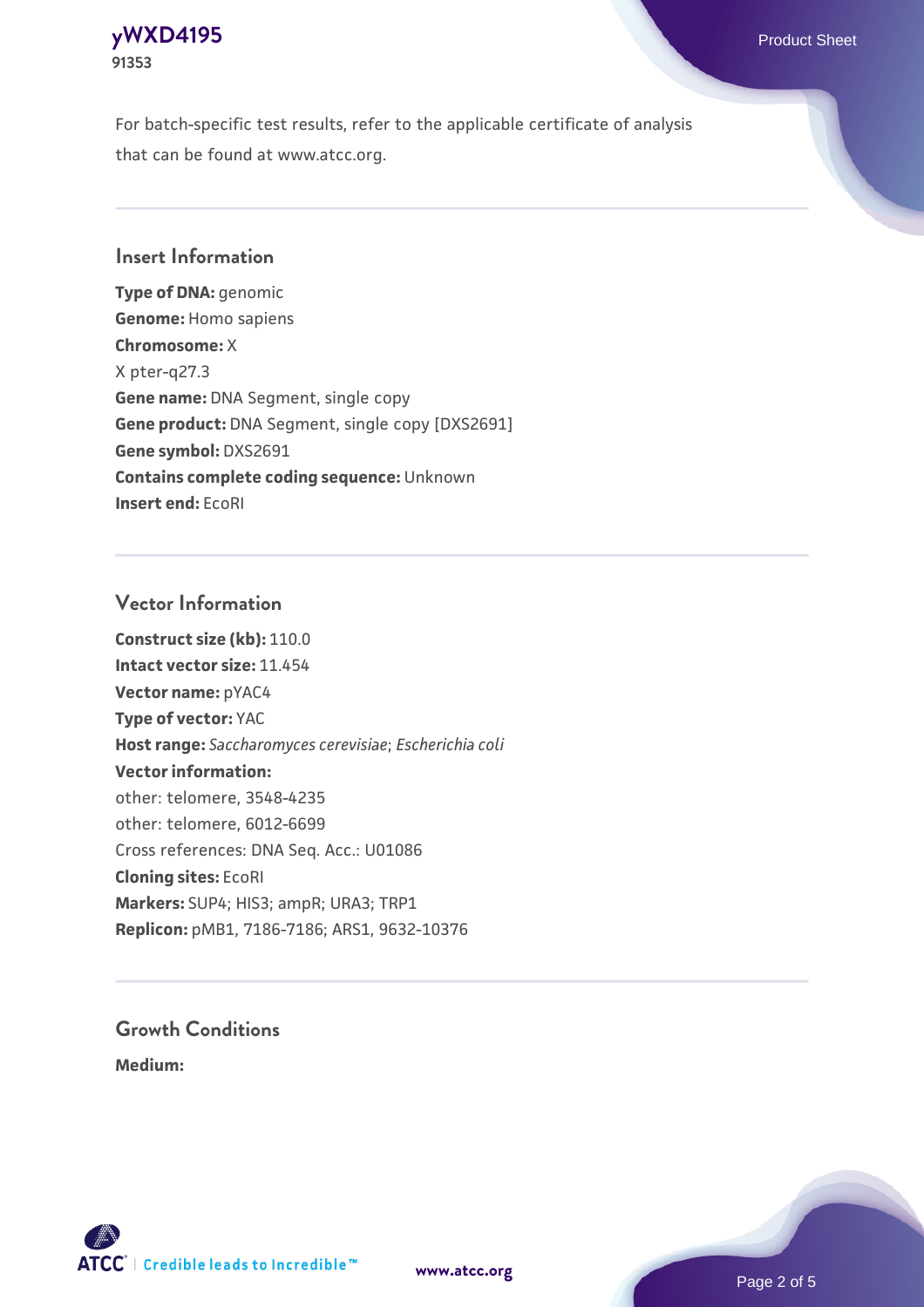For batch-specific test results, refer to the applicable certificate of analysis that can be found at www.atcc.org.

## Insert Information

**Type of DNA:** genomic
**Genome:** Homo sapiens
**Chromosome:** X
X pter-q27.3
**Gene name:** DNA Segment, single copy
**Gene product:** DNA Segment, single copy [DXS2691]
**Gene symbol:** DXS2691
**Contains complete coding sequence:** Unknown
**Insert end:** EcoRI

## Vector Information

**Construct size (kb):** 110.0
**Intact vector size:** 11.454
**Vector name:** pYAC4
**Type of vector:** YAC
**Host range:** *Saccharomyces cerevisiae*; *Escherichia coli*
**Vector information:**
other: telomere, 3548-4235
other: telomere, 6012-6699
Cross references: DNA Seq. Acc.: U01086
**Cloning sites:** EcoRI
**Markers:** SUP4; HIS3; ampR; URA3; TRP1
**Replicon:** pMB1, 7186-7186; ARS1, 9632-10376

## Growth Conditions

**Medium:**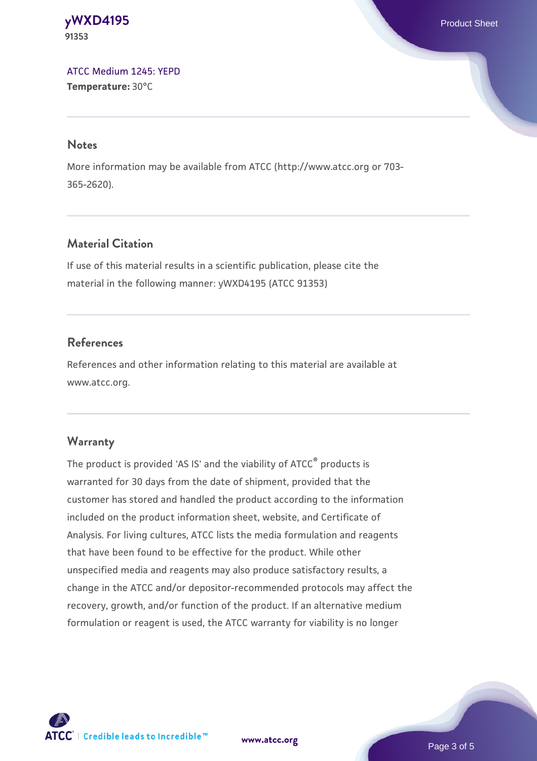ATCC Medium 1245: YEPD
**Temperature:** 30°C

## Notes

More information may be available from ATCC (http://www.atcc.org or 703-365-2620).

## Material Citation

If use of this material results in a scientific publication, please cite the material in the following manner: yWXD4195 (ATCC 91353)

## References

References and other information relating to this material are available at www.atcc.org.

## Warranty

The product is provided 'AS IS' and the viability of ATCC® products is warranted for 30 days from the date of shipment, provided that the customer has stored and handled the product according to the information included on the product information sheet, website, and Certificate of Analysis. For living cultures, ATCC lists the media formulation and reagents that have been found to be effective for the product. While other unspecified media and reagents may also produce satisfactory results, a change in the ATCC and/or depositor-recommended protocols may affect the recovery, growth, and/or function of the product. If an alternative medium formulation or reagent is used, the ATCC warranty for viability is no longer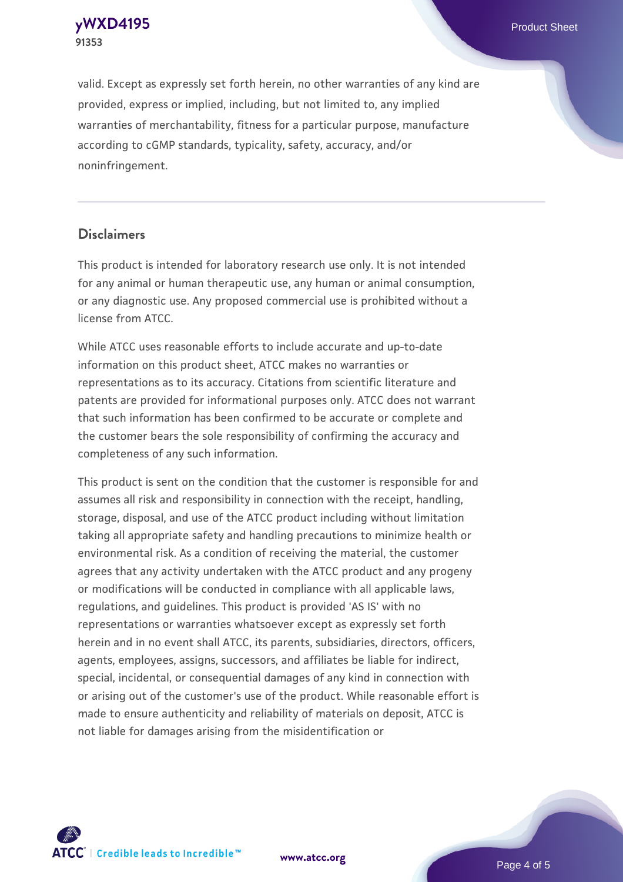valid. Except as expressly set forth herein, no other warranties of any kind are provided, express or implied, including, but not limited to, any implied warranties of merchantability, fitness for a particular purpose, manufacture according to cGMP standards, typicality, safety, accuracy, and/or noninfringement.

## Disclaimers

This product is intended for laboratory research use only. It is not intended for any animal or human therapeutic use, any human or animal consumption, or any diagnostic use. Any proposed commercial use is prohibited without a license from ATCC.

While ATCC uses reasonable efforts to include accurate and up-to-date information on this product sheet, ATCC makes no warranties or representations as to its accuracy. Citations from scientific literature and patents are provided for informational purposes only. ATCC does not warrant that such information has been confirmed to be accurate or complete and the customer bears the sole responsibility of confirming the accuracy and completeness of any such information.

This product is sent on the condition that the customer is responsible for and assumes all risk and responsibility in connection with the receipt, handling, storage, disposal, and use of the ATCC product including without limitation taking all appropriate safety and handling precautions to minimize health or environmental risk. As a condition of receiving the material, the customer agrees that any activity undertaken with the ATCC product and any progeny or modifications will be conducted in compliance with all applicable laws, regulations, and guidelines. This product is provided 'AS IS' with no representations or warranties whatsoever except as expressly set forth herein and in no event shall ATCC, its parents, subsidiaries, directors, officers, agents, employees, assigns, successors, and affiliates be liable for indirect, special, incidental, or consequential damages of any kind in connection with or arising out of the customer's use of the product. While reasonable effort is made to ensure authenticity and reliability of materials on deposit, ATCC is not liable for damages arising from the misidentification or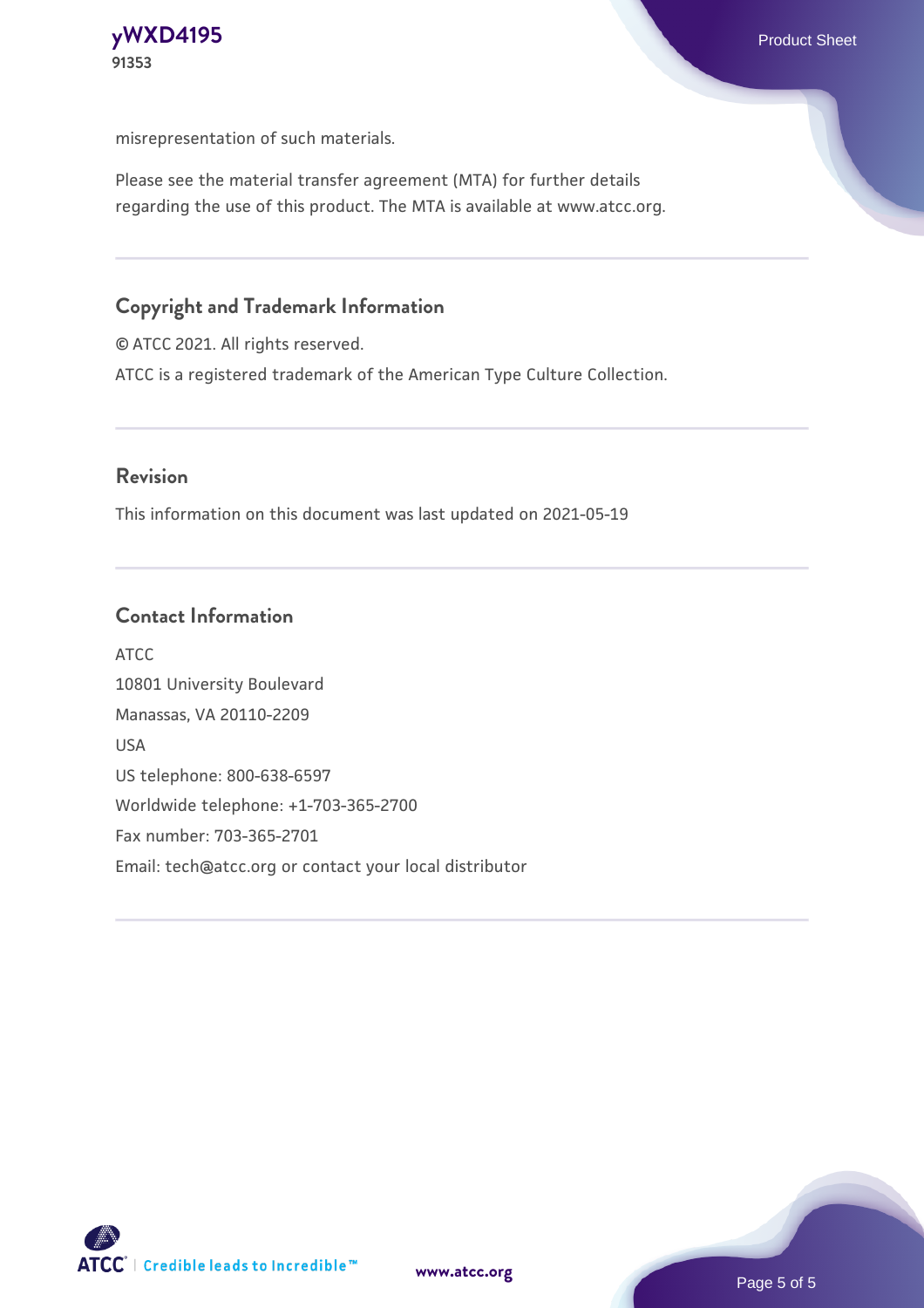misrepresentation of such materials.

Please see the material transfer agreement (MTA) for further details regarding the use of this product. The MTA is available at www.atcc.org.

## Copyright and Trademark Information

© ATCC 2021. All rights reserved.

ATCC is a registered trademark of the American Type Culture Collection.

## Revision

This information on this document was last updated on 2021-05-19

## Contact Information

ATCC
10801 University Boulevard
Manassas, VA 20110-2209
USA
US telephone: 800-638-6597
Worldwide telephone: +1-703-365-2700
Fax number: 703-365-2701
Email: tech@atcc.org or contact your local distributor